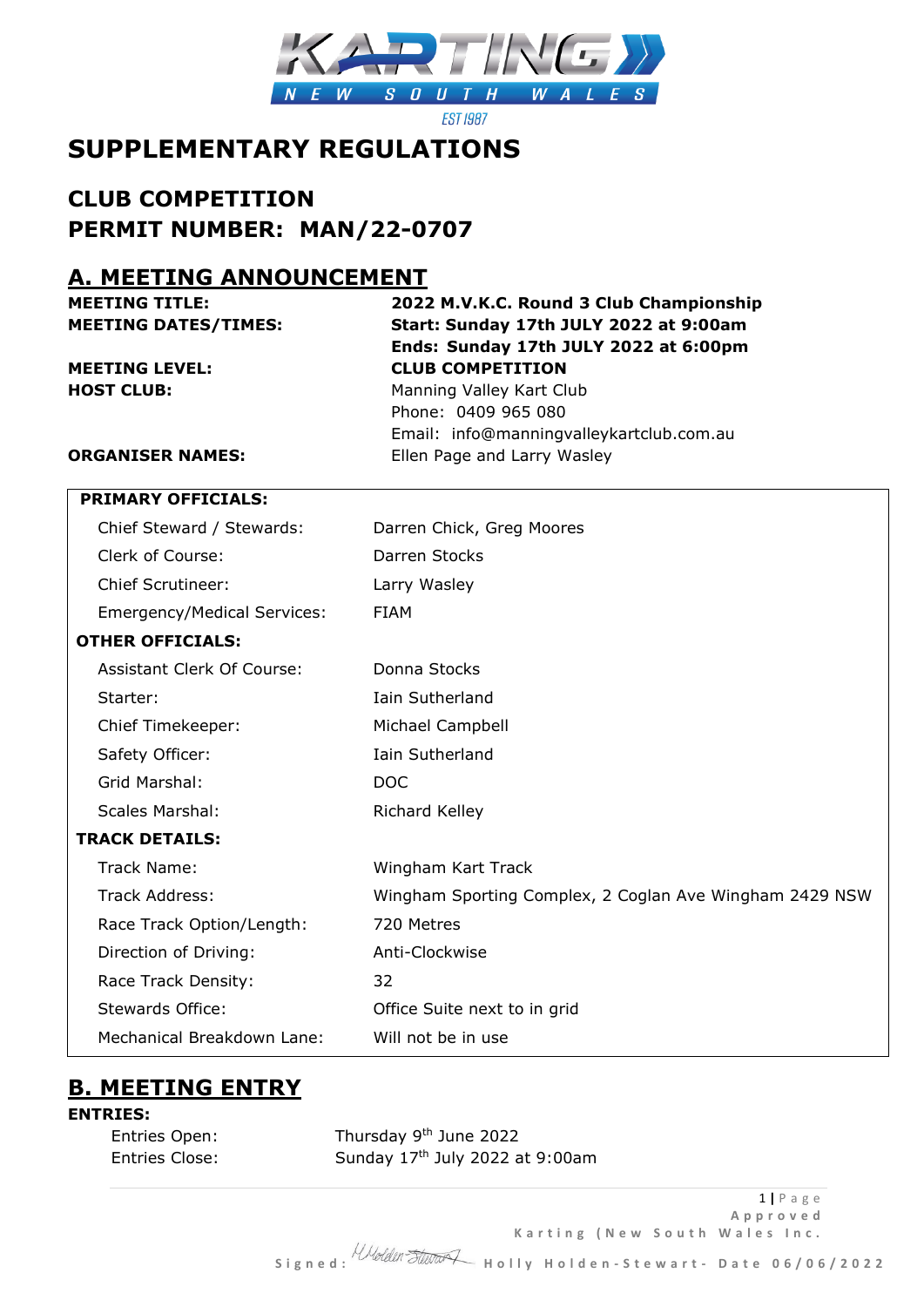# SUPPLEMENTARY REGULATIONS

## CLUB COMPETITION
## PERMIT NUMBER: MAN/22-0707

## A. MEETING ANNOUNCEMENT

| | |
|---|---|
| **MEETING TITLE:** | **2022 M.V.K.C. Round 3 Club Championship** |
| **MEETING DATES/TIMES:** | **Start: Sunday 17th JULY 2022 at 9:00am** |
| | **Ends: Sunday 17th JULY 2022 at 6:00pm** |
| **MEETING LEVEL:** | **CLUB COMPETITION** |
| **HOST CLUB:** | Manning Valley Kart Club |
| | Phone: 0409 965 080 |
| | Email: info@manningvalleykartclub.com.au |
| **ORGANISER NAMES:** | Ellen Page and Larry Wasley |

| **PRIMARY OFFICIALS:** | |
|---|---|
| Chief Steward / Stewards: | Darren Chick, Greg Moores |
| Clerk of Course: | Darren Stocks |
| Chief Scrutineer: | Larry Wasley |
| Emergency/Medical Services: | FIAM |
| **OTHER OFFICIALS:** | |
| Assistant Clerk Of Course: | Donna Stocks |
| Starter: | Iain Sutherland |
| Chief Timekeeper: | Michael Campbell |
| Safety Officer: | Iain Sutherland |
| Grid Marshal: | DOC |
| Scales Marshal: | Richard Kelley |
| **TRACK DETAILS:** | |
| Track Name: | Wingham Kart Track |
| Track Address: | Wingham Sporting Complex, 2 Coglan Ave Wingham 2429 NSW |
| Race Track Option/Length: | 720 Metres |
| Direction of Driving: | Anti-Clockwise |
| Race Track Density: | 32 |
| Stewards Office: | Office Suite next to in grid |
| Mechanical Breakdown Lane: | Will not be in use |

## B. MEETING ENTRY

**ENTRIES:**

| | |
|---|---|
| Entries Open: | Thursday 9th June 2022 |
| Entries Close: | Sunday 17th July 2022 at 9:00am |

Approved Karting (New South Wales Inc.

Signed: Holly Holden-Stewart - Date 06/06/2022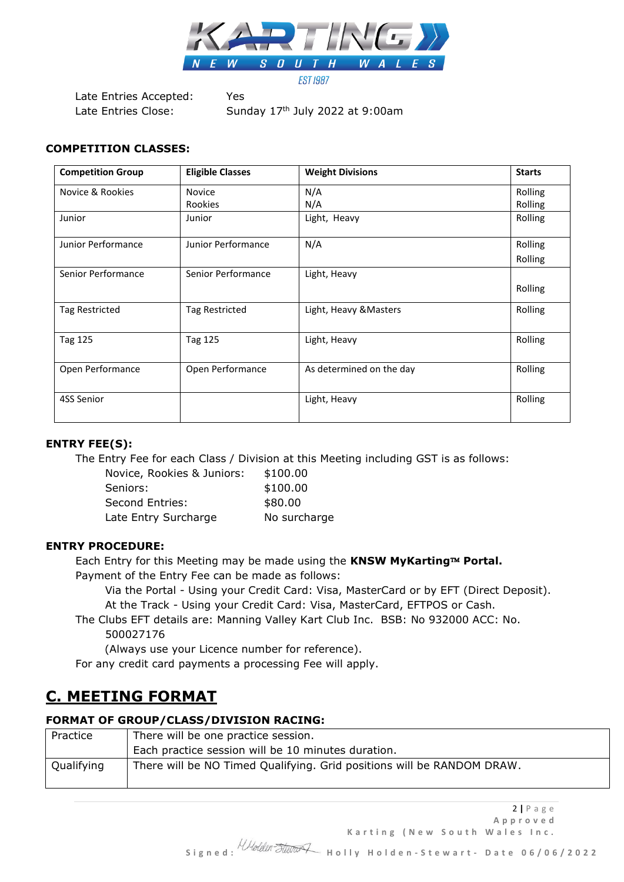Late Entries Accepted: Yes
Late Entries Close: Sunday 17th July 2022 at 9:00am

### COMPETITION CLASSES:

| Competition Group | Eligible Classes | Weight Divisions | Starts |
|---|---|---|---|
| Novice & Rookies | Novice<br>Rookies | N/A<br>N/A | Rolling<br>Rolling |
| Junior | Junior | Light, Heavy | Rolling |
| Junior Performance | Junior Performance | N/A | Rolling<br>Rolling |
| Senior Performance | Senior Performance | Light, Heavy | Rolling |
| Tag Restricted | Tag Restricted | Light, Heavy &Masters | Rolling |
| Tag 125 | Tag 125 | Light, Heavy | Rolling |
| Open Performance | Open Performance | As determined on the day | Rolling |
| 4SS Senior | | Light, Heavy | Rolling |

### ENTRY FEE(S):

The Entry Fee for each Class / Division at this Meeting including GST is as follows:

| | |
|---|---|
| Novice, Rookies & Juniors: | $100.00 |
| Seniors: | $100.00 |
| Second Entries: | $80.00 |
| Late Entry Surcharge | No surcharge |

### ENTRY PROCEDURE:

Each Entry for this Meeting may be made using the **KNSW MyKarting™ Portal.**

Payment of the Entry Fee can be made as follows:

Via the Portal - Using your Credit Card: Visa, MasterCard or by EFT (Direct Deposit).
At the Track - Using your Credit Card: Visa, MasterCard, EFTPOS or Cash.

The Clubs EFT details are: Manning Valley Kart Club Inc. BSB: No 932000 ACC: No. 500027176

(Always use your Licence number for reference).

For any credit card payments a processing Fee will apply.

## C. MEETING FORMAT

### FORMAT OF GROUP/CLASS/DIVISION RACING:

| | |
|---|---|
| Practice | There will be one practice session.<br>Each practice session will be 10 minutes duration. |
| Qualifying | There will be NO Timed Qualifying. Grid positions will be RANDOM DRAW. |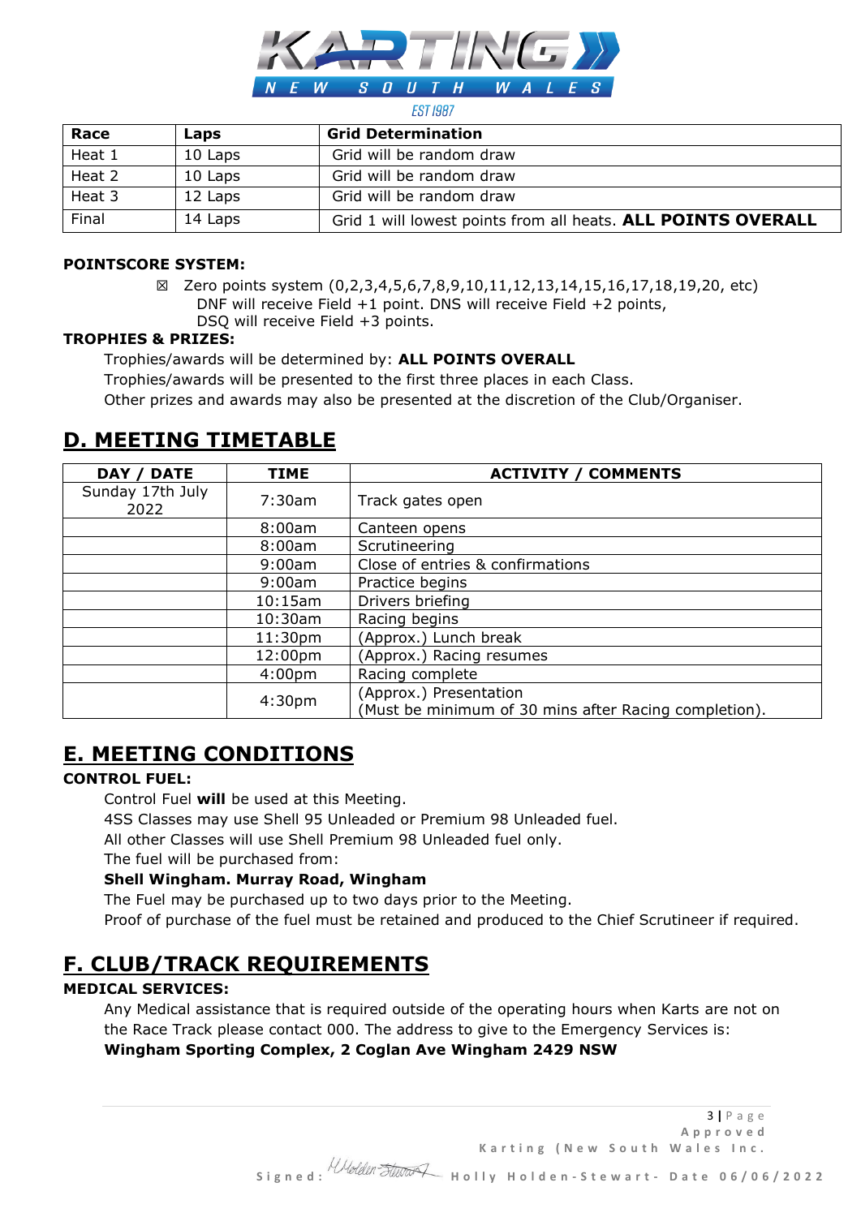| Race | Laps | Grid Determination |
|---|---|---|
| Heat 1 | 10 Laps | Grid will be random draw |
| Heat 2 | 10 Laps | Grid will be random draw |
| Heat 3 | 12 Laps | Grid will be random draw |
| Final | 14 Laps | Grid 1 will lowest points from all heats. **ALL POINTS OVERALL** |

**POINTSCORE SYSTEM:**

☒ Zero points system (0,2,3,4,5,6,7,8,9,10,11,12,13,14,15,16,17,18,19,20, etc)
DNF will receive Field +1 point. DNS will receive Field +2 points,
DSQ will receive Field +3 points.

**TROPHIES & PRIZES:**

Trophies/awards will be determined by: **ALL POINTS OVERALL**

Trophies/awards will be presented to the first three places in each Class.

Other prizes and awards may also be presented at the discretion of the Club/Organiser.

## D. MEETING TIMETABLE

| DAY / DATE | TIME | ACTIVITY / COMMENTS |
|---|---|---|
| Sunday 17th July 2022 | 7:30am | Track gates open |
| | 8:00am | Canteen opens |
| | 8:00am | Scrutineering |
| | 9:00am | Close of entries & confirmations |
| | 9:00am | Practice begins |
| | 10:15am | Drivers briefing |
| | 10:30am | Racing begins |
| | 11:30pm | (Approx.) Lunch break |
| | 12:00pm | (Approx.) Racing resumes |
| | 4:00pm | Racing complete |
| | 4:30pm | (Approx.) Presentation (Must be minimum of 30 mins after Racing completion). |

## E. MEETING CONDITIONS

**CONTROL FUEL:**

Control Fuel **will** be used at this Meeting.

4SS Classes may use Shell 95 Unleaded or Premium 98 Unleaded fuel.

All other Classes will use Shell Premium 98 Unleaded fuel only.

The fuel will be purchased from:

**Shell Wingham. Murray Road, Wingham**

The Fuel may be purchased up to two days prior to the Meeting.

Proof of purchase of the fuel must be retained and produced to the Chief Scrutineer if required.

## F. CLUB/TRACK REQUIREMENTS

**MEDICAL SERVICES:**

Any Medical assistance that is required outside of the operating hours when Karts are not on the Race Track please contact 000. The address to give to the Emergency Services is:
**Wingham Sporting Complex, 2 Coglan Ave Wingham 2429 NSW**

Approved Karting (New South Wales Inc.

Signed: Holly Holden-Stewart - Date 06/06/2022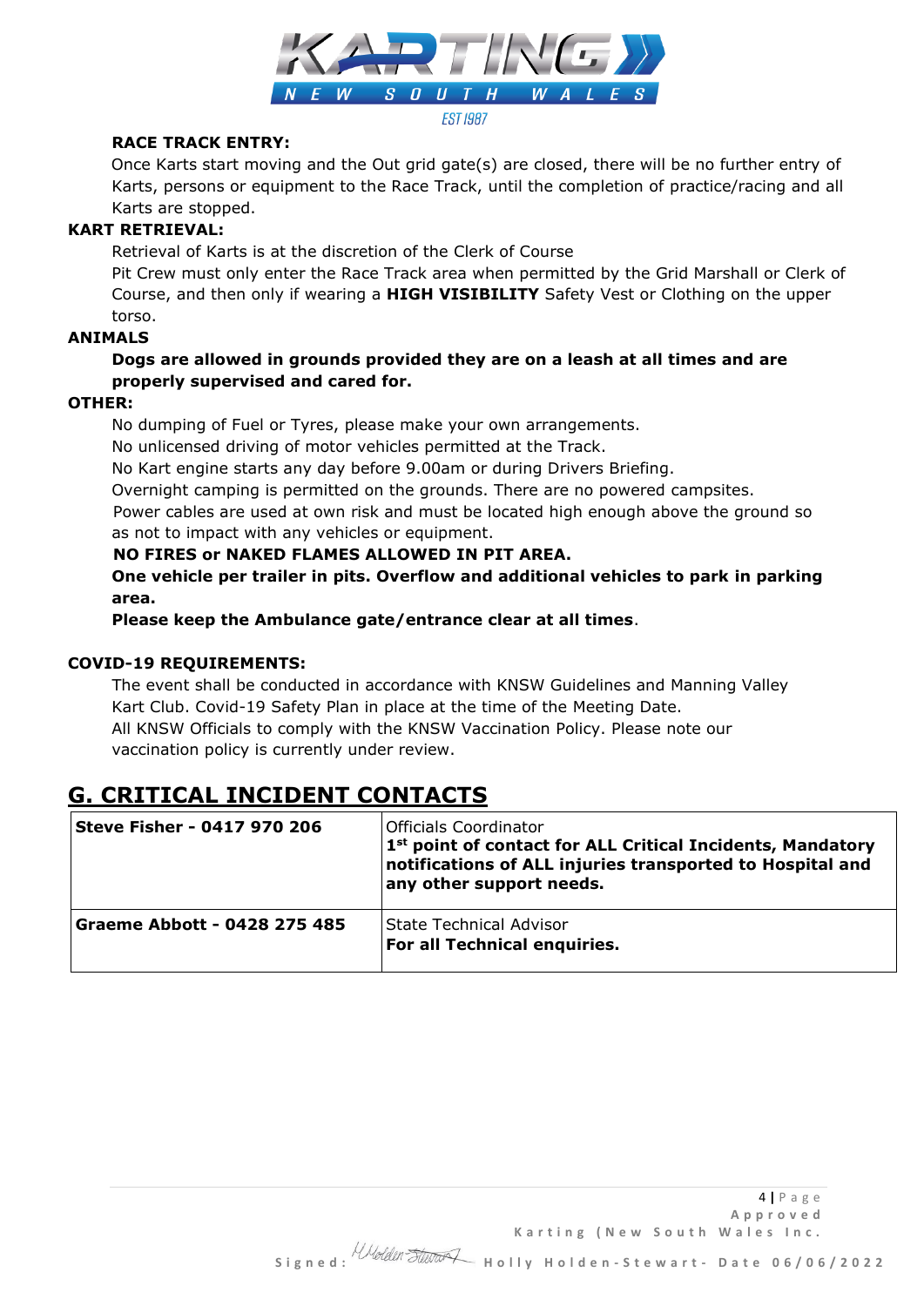**RACE TRACK ENTRY:**

Once Karts start moving and the Out grid gate(s) are closed, there will be no further entry of Karts, persons or equipment to the Race Track, until the completion of practice/racing and all Karts are stopped.

**KART RETRIEVAL:**

Retrieval of Karts is at the discretion of the Clerk of Course

Pit Crew must only enter the Race Track area when permitted by the Grid Marshall or Clerk of Course, and then only if wearing a **HIGH VISIBILITY** Safety Vest or Clothing on the upper torso.

**ANIMALS**

**Dogs are allowed in grounds provided they are on a leash at all times and are properly supervised and cared for.**

**OTHER:**

No dumping of Fuel or Tyres, please make your own arrangements.

No unlicensed driving of motor vehicles permitted at the Track.

No Kart engine starts any day before 9.00am or during Drivers Briefing.

Overnight camping is permitted on the grounds. There are no powered campsites.

Power cables are used at own risk and must be located high enough above the ground so as not to impact with any vehicles or equipment.

**NO FIRES or NAKED FLAMES ALLOWED IN PIT AREA.**

**One vehicle per trailer in pits. Overflow and additional vehicles to park in parking area.**

**Please keep the Ambulance gate/entrance clear at all times**.

**COVID-19 REQUIREMENTS:**

The event shall be conducted in accordance with KNSW Guidelines and Manning Valley Kart Club. Covid-19 Safety Plan in place at the time of the Meeting Date.

All KNSW Officials to comply with the KNSW Vaccination Policy. Please note our vaccination policy is currently under review.

## G. CRITICAL INCIDENT CONTACTS

| | |
|---|---|
| **Steve Fisher - 0417 970 206** | Officials Coordinator<br>**1st point of contact for ALL Critical Incidents, Mandatory notifications of ALL injuries transported to Hospital and any other support needs.** |
| **Graeme Abbott - 0428 275 485** | State Technical Advisor<br>**For all Technical enquiries.** |

Approved Karting (New South Wales Inc.

Signed: Holly Holden-Stewart - Date 06/06/2022